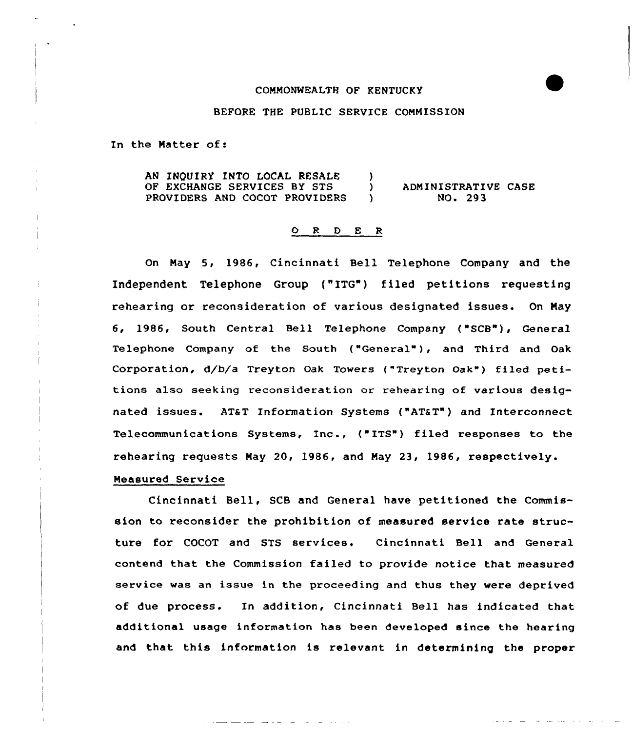COMMONWEALTH OF KENTUCKY

BEFORE THE PUBLIC SERVICE COMMISSION

In the Matter of:

| | | |
|---|---|---|
| AN INQUIRY INTO LOCAL RESALE OF EXCHANGE SERVICES BY STS PROVIDERS AND COCOT PROVIDERS | ) ) ) | ADMINISTRATIVE CASE NO. 293 |

O R D E R

On May 5, 1986, Cincinnati Bell Telephone Company and the Independent Telephone Group ("ITG") filed petitions requesting rehearing or reconsideration of various designated issues. On May 6, 1986, South Central Bell Telephone Company ("SCB"), General Telephone Company of the South ("General"), and Third and Oak Corporation, d/b/a Treyton Oak Towers ("Treyton Oak") filed petitions also seeking reconsideration or rehearing of various designated issues. AT&T Information Systems ("AT&T") and Interconnect Telecommunications Systems, Inc., ("ITS") filed responses to the rehearing requests May 20, 1986, and May 23, 1986, respectively.

Measured Service

Cincinnati Bell, SCB and General have petitioned the Commission to reconsider the prohibition of measured service rate structure for COCOT and STS services. Cincinnati Bell and General contend that the Commission failed to provide notice that measured service was an issue in the proceeding and thus they were deprived of due process. In addition, Cincinnati Bell has indicated that additional usage information has been developed since the hearing and that this information is relevant in determining the proper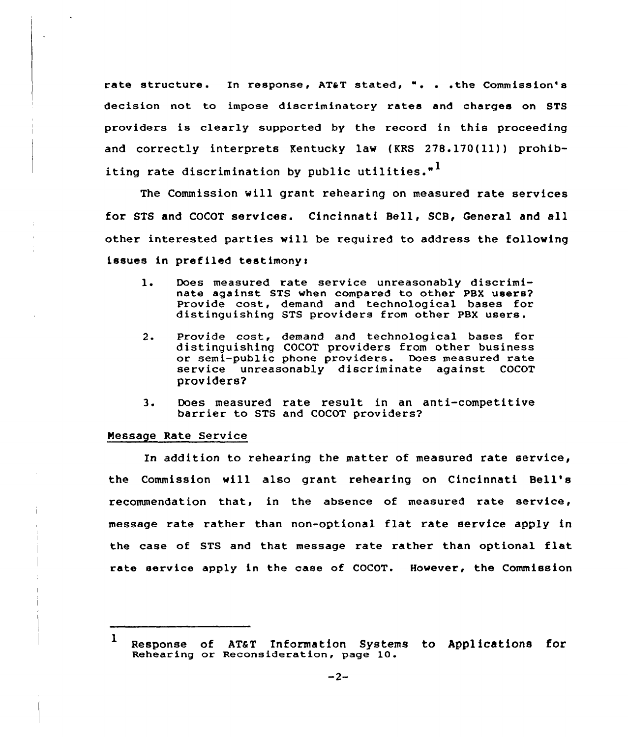rate structure. In response, AT&T stated, ". . .the Commission's decision not to impose discriminatory rates and charges on STS providers is clearly supported by the record in this proceeding and correctly interprets Kentucky law (KRS 278.170(11)) prohibiting rate discrimination by public utilities."[1]

The Commission will grant rehearing on measured rate services for STS and COCOT services. Cincinnati Bell, SCB, General and all other interested parties will be required to address the following issues in prefiled testimony:

1. Does measured rate service unreasonably discriminate against STS when compared to other PBX users? Provide cost, demand and technological bases for distinguishing STS providers from other PBX users.

2. Provide cost, demand and technological bases for distinguishing COCOT providers from other business or semi-public phone providers. Does measured rate service unreasonably discriminate against COCOT providers?

3. Does measured rate result in an anti-competitive barrier to STS and COCOT providers?

Message Rate Service

In addition to rehearing the matter of measured rate service, the Commission will also grant rehearing on Cincinnati Bell's recommendation that, in the absence of measured rate service, message rate rather than non-optional flat rate service apply in the case of STS and that message rate rather than optional flat rate service apply in the case of COCOT. However, the Commission

---

[1] Response of AT&T Information Systems to Applications for Rehearing or Reconsideration, page 10.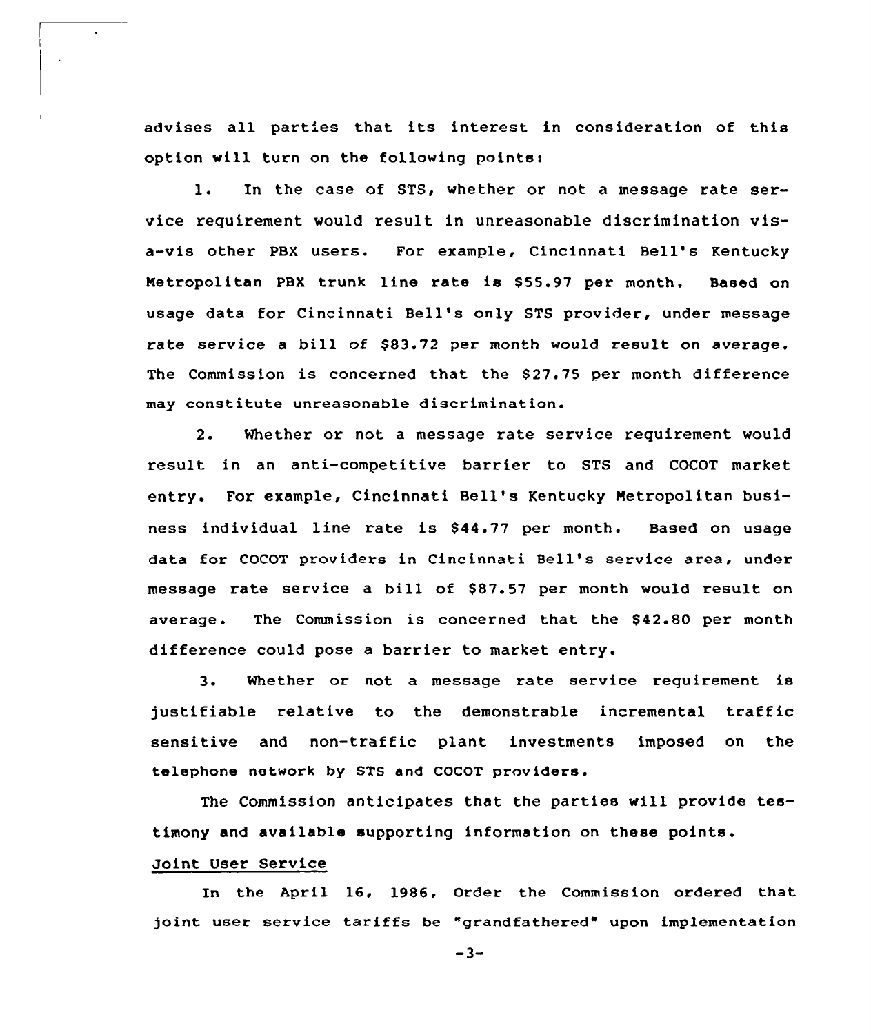advises all parties that its interest in consideration of this option will turn on the following points:

1. In the case of STS, whether or not a message rate service requirement would result in unreasonable discrimination vis-a-vis other PBX users. For example, Cincinnati Bell's Kentucky Metropolitan PBX trunk line rate is $55.97 per month. Based on usage data for Cincinnati Bell's only STS provider, under message rate service a bill of $83.72 per month would result on average. The Commission is concerned that the $27.75 per month difference may constitute unreasonable discrimination.

2. Whether or not a message rate service requirement would result in an anti-competitive barrier to STS and COCOT market entry. For example, Cincinnati Bell's Kentucky Metropolitan business individual line rate is $44.77 per month. Based on usage data for COCOT providers in Cincinnati Bell's service area, under message rate service a bill of $87.57 per month would result on average. The Commission is concerned that the $42.80 per month difference could pose a barrier to market entry.

3. Whether or not a message rate service requirement is justifiable relative to the demonstrable incremental traffic sensitive and non-traffic plant investments imposed on the telephone network by STS and COCOT providers.

The Commission anticipates that the parties will provide testimony and available supporting information on these points.

Joint User Service

In the April 16, 1986, Order the Commission ordered that joint user service tariffs be "grandfathered" upon implementation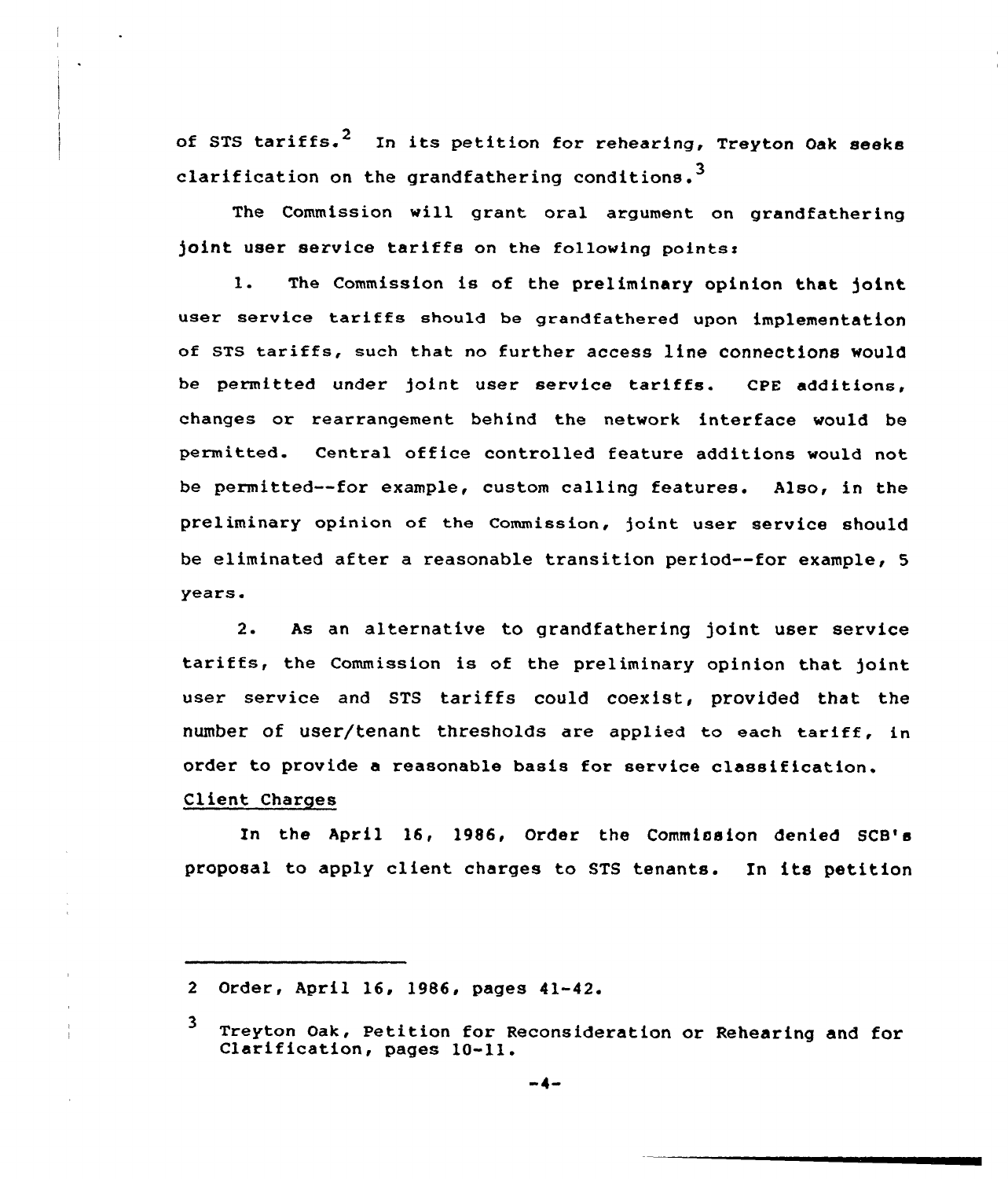of STS tariffs.[2] In its petition for rehearing, Treyton Oak seeks clarification on the grandfathering conditions.[3]

The Commission will grant oral argument on grandfathering joint user service tariffs on the following points:

1. The Commission is of the preliminary opinion that joint user service tariffs should be grandfathered upon implementation of STS tariffs, such that no further access line connections would be permitted under joint user service tariffs. CPE additions, changes or rearrangement behind the network interface would be permitted. Central office controlled feature additions would not be permitted--for example, custom calling features. Also, in the preliminary opinion of the Commission, joint user service should be eliminated after a reasonable transition period--for example, 5 years.

2. As an alternative to grandfathering joint user service tariffs, the Commission is of the preliminary opinion that joint user service and STS tariffs could coexist, provided that the number of user/tenant thresholds are applied to each tariff, in order to provide a reasonable basis for service classification.

Client Charges

In the April 16, 1986, Order the Commission denied SCB's proposal to apply client charges to STS tenants. In its petition

---

2 Order, April 16, 1986, pages 41-42.

3 Treyton Oak, Petition for Reconsideration or Rehearing and for Clarification, pages 10-11.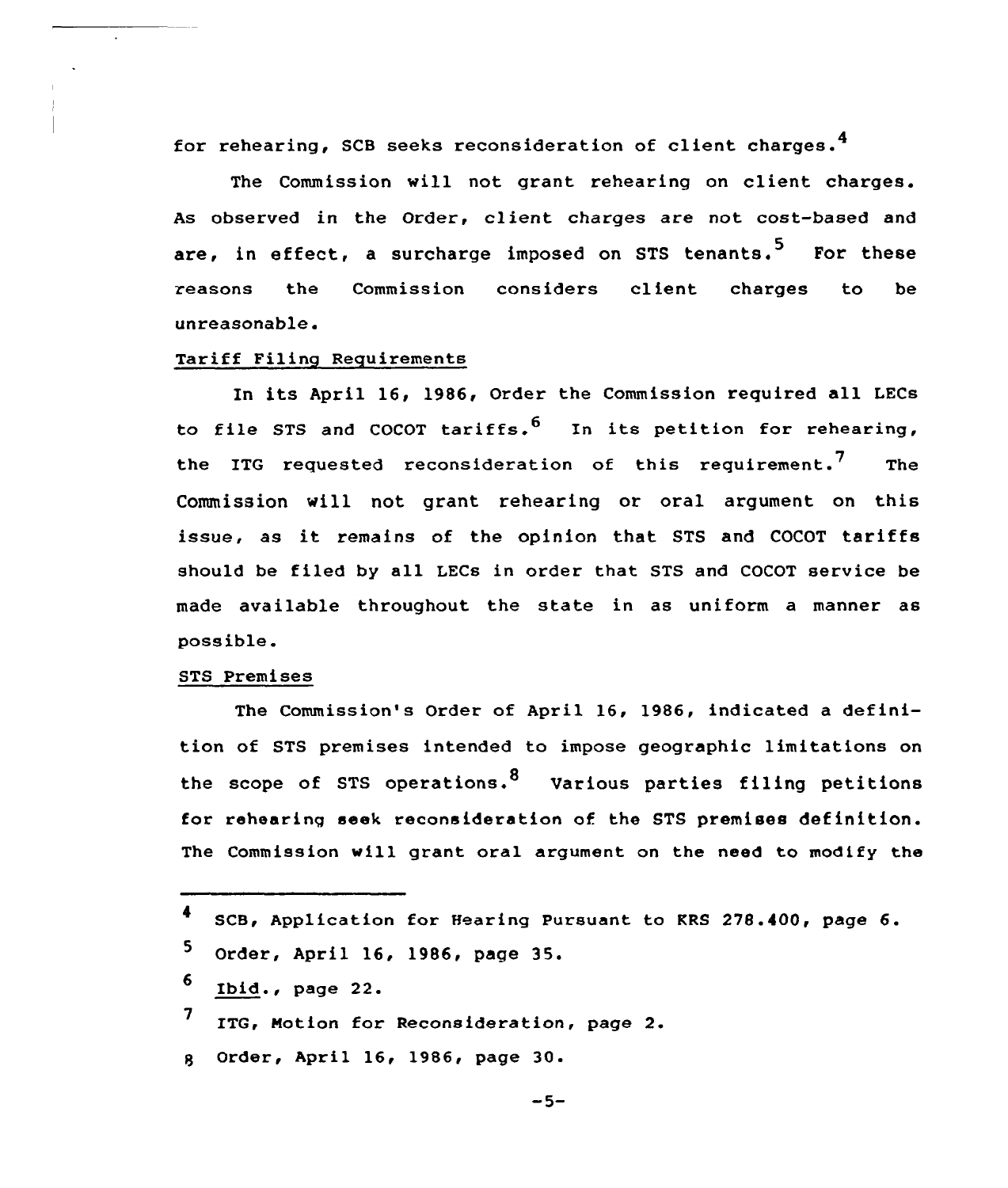for rehearing, SCB seeks reconsideration of client charges.[4]

The Commission will not grant rehearing on client charges. As observed in the Order, client charges are not cost-based and are, in effect, a surcharge imposed on STS tenants.[5] For these reasons the Commission considers client charges to be unreasonable.

Tariff Filing Requirements

In its April 16, 1986, Order the Commission required all LECs to file STS and COCOT tariffs.[6] In its petition for rehearing, the ITG requested reconsideration of this requirement.[7] The Commission will not grant rehearing or oral argument on this issue, as it remains of the opinion that STS and COCOT tariffs should be filed by all LECs in order that STS and COCOT service be made available throughout the state in as uniform a manner as possible.

STS Premises

The Commission's Order of April 16, 1986, indicated a definition of STS premises intended to impose geographic limitations on the scope of STS operations.[8] Various parties filing petitions for rehearing seek reconsideration of the STS premises definition. The Commission will grant oral argument on the need to modify the

---

4 SCB, Application for Hearing Pursuant to KRS 278.400, page 6.

5 Order, April 16, 1986, page 35.

6 Ibid., page 22.

7 ITG, Motion for Reconsideration, page 2.

8 Order, April 16, 1986, page 30.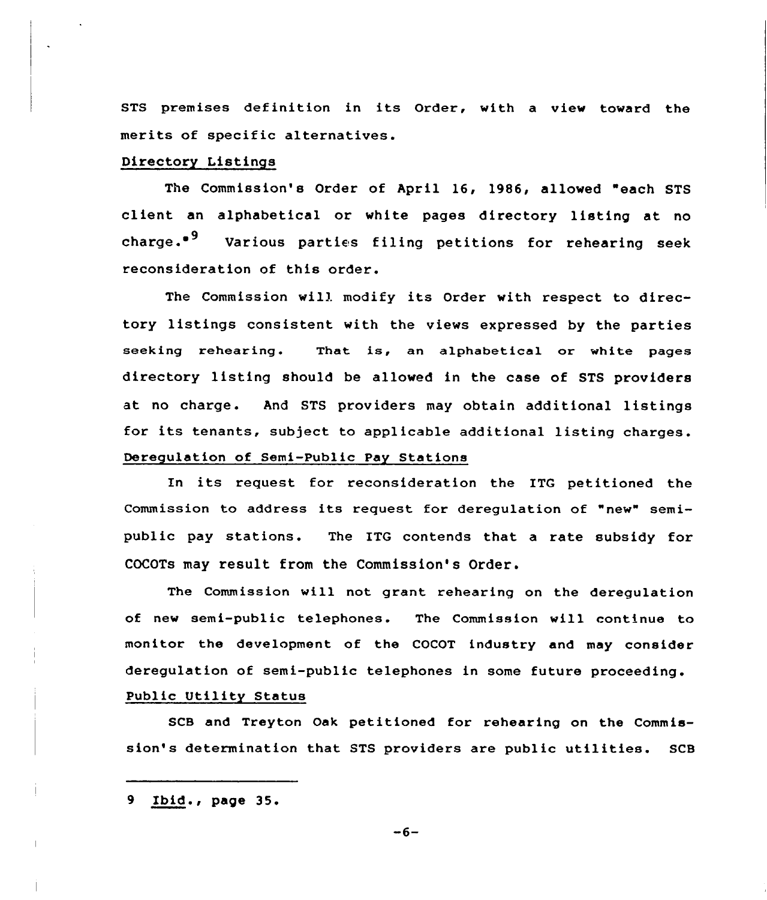STS premises definition in its Order, with a view toward the merits of specific alternatives.

Directory Listings

The Commission's Order of April 16, 1986, allowed "each STS client an alphabetical or white pages directory listing at no charge."[9] Various parties filing petitions for rehearing seek reconsideration of this order.

The Commission will modify its Order with respect to directory listings consistent with the views expressed by the parties seeking rehearing. That is, an alphabetical or white pages directory listing should be allowed in the case of STS providers at no charge. And STS providers may obtain additional listings for its tenants, subject to applicable additional listing charges.

Deregulation of Semi-Public Pay Stations

In its request for reconsideration the ITG petitioned the Commission to address its request for deregulation of "new" semi-public pay stations. The ITG contends that a rate subsidy for COCOTs may result from the Commission's Order.

The Commission will not grant rehearing on the deregulation of new semi-public telephones. The Commission will continue to monitor the development of the COCOT industry and may consider deregulation of semi-public telephones in some future proceeding.

Public Utility Status

SCB and Treyton Oak petitioned for rehearing on the Commission's determination that STS providers are public utilities. SCB

---

9 Ibid., page 35.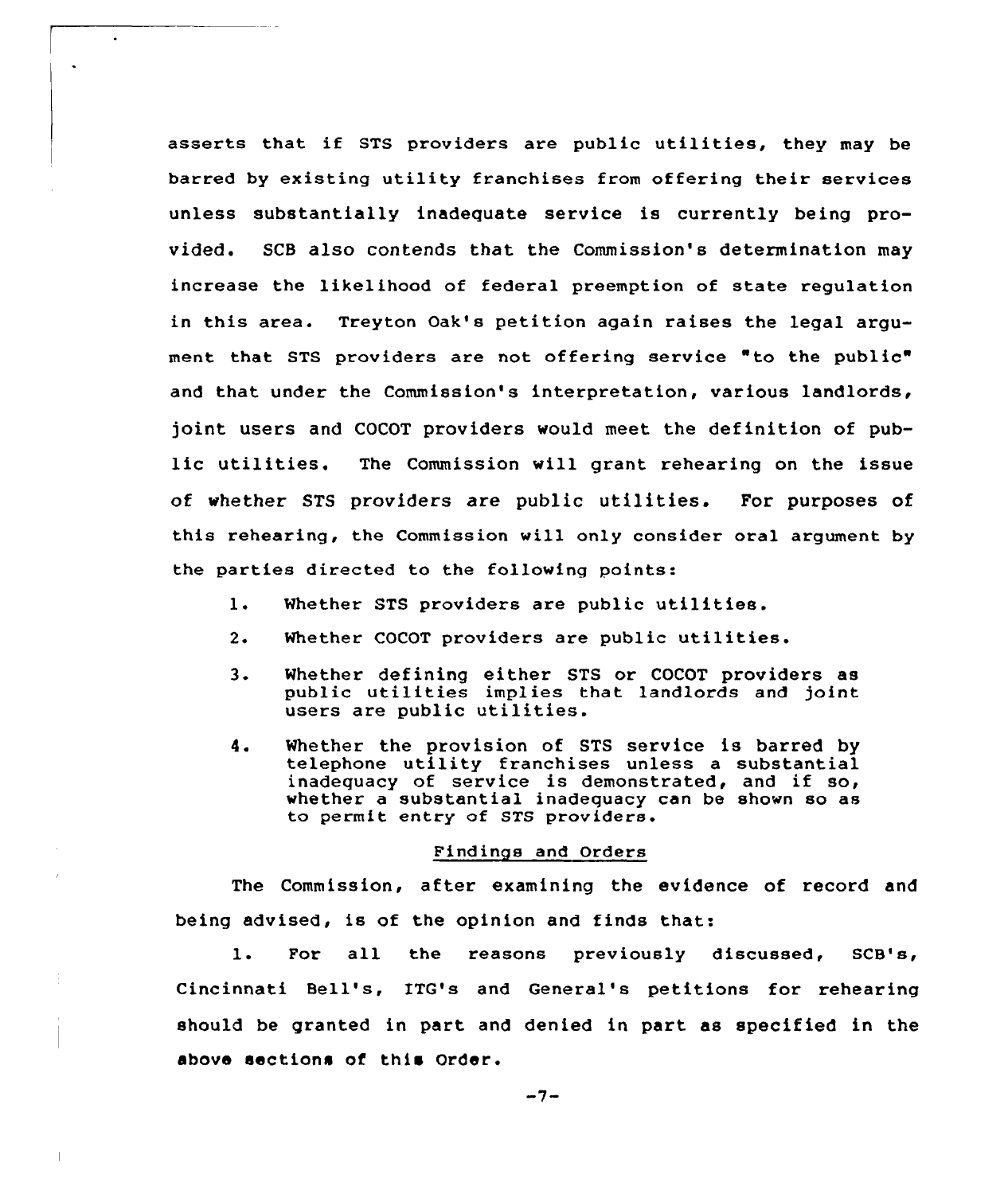asserts that if STS providers are public utilities, they may be barred by existing utility franchises from offering their services unless substantially inadequate service is currently being provided. SCB also contends that the Commission's determination may increase the likelihood of federal preemption of state regulation in this area. Treyton Oak's petition again raises the legal argument that STS providers are not offering service "to the public" and that under the Commission's interpretation, various landlords, joint users and COCOT providers would meet the definition of public utilities. The Commission will grant rehearing on the issue of whether STS providers are public utilities. For purposes of this rehearing, the Commission will only consider oral argument by the parties directed to the following points:

1. Whether STS providers are public utilities.
2. Whether COCOT providers are public utilities.
3. Whether defining either STS or COCOT providers as public utilities implies that landlords and joint users are public utilities.
4. Whether the provision of STS service is barred by telephone utility franchises unless a substantial inadequacy of service is demonstrated, and if so, whether a substantial inadequacy can be shown so as to permit entry of STS providers.

## Findings and Orders

The Commission, after examining the evidence of record and being advised, is of the opinion and finds that:

1. For all the reasons previously discussed, SCB's, Cincinnati Bell's, ITG's and General's petitions for rehearing should be granted in part and denied in part as specified in the above sections of this Order.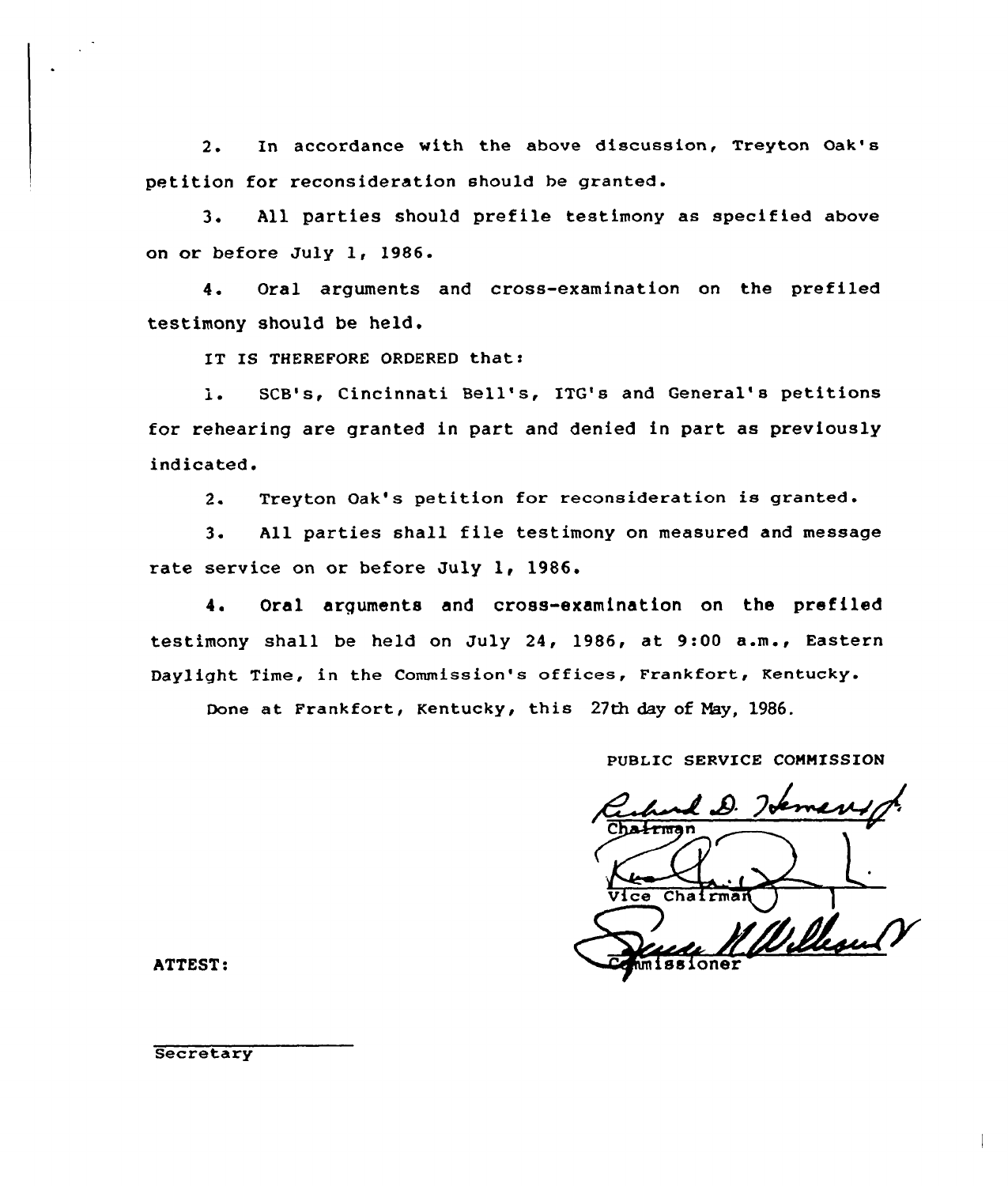2. In accordance with the above discussion, Treyton Oak's petition for reconsideration should be granted.

3. All parties should prefile testimony as specified above on or before July 1, 1986.

4. Oral arguments and cross-examination on the prefiled testimony should be held.

IT IS THEREFORE ORDERED that:

1. SCB's, Cincinnati Bell's, ITG's and General's petitions for rehearing are granted in part and denied in part as previously indicated.

2. Treyton Oak's petition for reconsideration is granted.

3. All parties shall file testimony on measured and message rate service on or before July 1, 1986.

4. Oral arguments and cross-examination on the prefiled testimony shall be held on July 24, 1986, at 9:00 a.m., Eastern Daylight Time, in the Commission's offices, Frankfort, Kentucky.

Done at Frankfort, Kentucky, this 27th day of May, 1986.

PUBLIC SERVICE COMMISSION

Richard D. Heman Jr.
Chairman

Vice Chairman

Commissioner

ATTEST:

Secretary